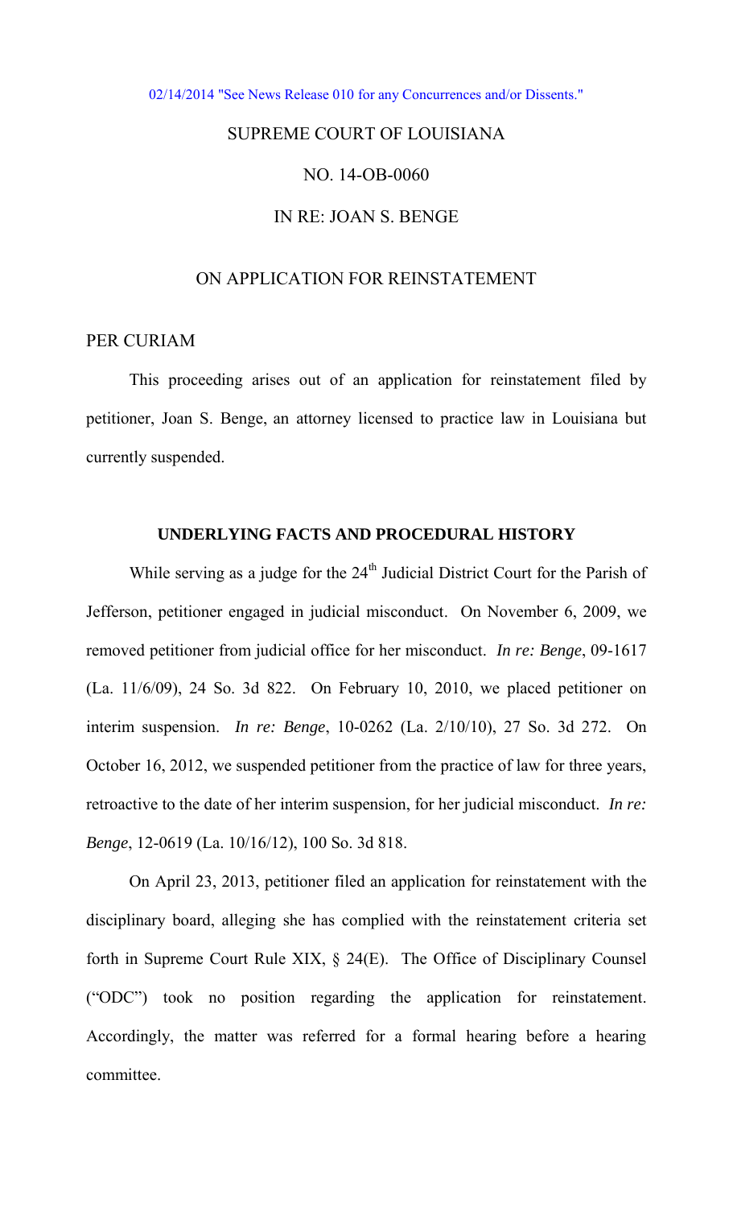02/14/2014 "See News Release 010 for any Concurrences and/or Dissents."

SUPREME COURT OF LOUISIANA

NO. 14-OB-0060

IN RE: JOAN S. BENGE

ON APPLICATION FOR REINSTATEMENT

PER CURIAM

This proceeding arises out of an application for reinstatement filed by petitioner, Joan S. Benge, an attorney licensed to practice law in Louisiana but currently suspended.

**UNDERLYING FACTS AND PROCEDURAL HISTORY**

While serving as a judge for the 24th Judicial District Court for the Parish of Jefferson, petitioner engaged in judicial misconduct. On November 6, 2009, we removed petitioner from judicial office for her misconduct. *In re: Benge*, 09-1617 (La. 11/6/09), 24 So. 3d 822. On February 10, 2010, we placed petitioner on interim suspension. *In re: Benge*, 10-0262 (La. 2/10/10), 27 So. 3d 272. On October 16, 2012, we suspended petitioner from the practice of law for three years, retroactive to the date of her interim suspension, for her judicial misconduct. *In re: Benge*, 12-0619 (La. 10/16/12), 100 So. 3d 818.

On April 23, 2013, petitioner filed an application for reinstatement with the disciplinary board, alleging she has complied with the reinstatement criteria set forth in Supreme Court Rule XIX, § 24(E). The Office of Disciplinary Counsel ("ODC") took no position regarding the application for reinstatement. Accordingly, the matter was referred for a formal hearing before a hearing committee.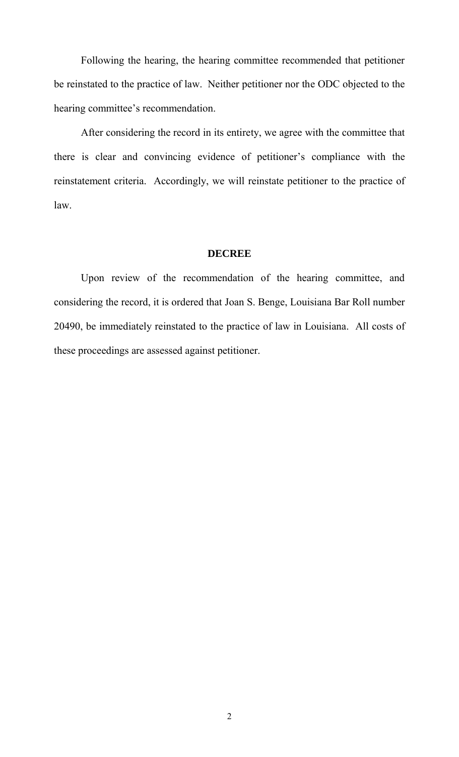Following the hearing, the hearing committee recommended that petitioner be reinstated to the practice of law. Neither petitioner nor the ODC objected to the hearing committee's recommendation.

After considering the record in its entirety, we agree with the committee that there is clear and convincing evidence of petitioner's compliance with the reinstatement criteria. Accordingly, we will reinstate petitioner to the practice of law.

## DECREE

Upon review of the recommendation of the hearing committee, and considering the record, it is ordered that Joan S. Benge, Louisiana Bar Roll number 20490, be immediately reinstated to the practice of law in Louisiana. All costs of these proceedings are assessed against petitioner.